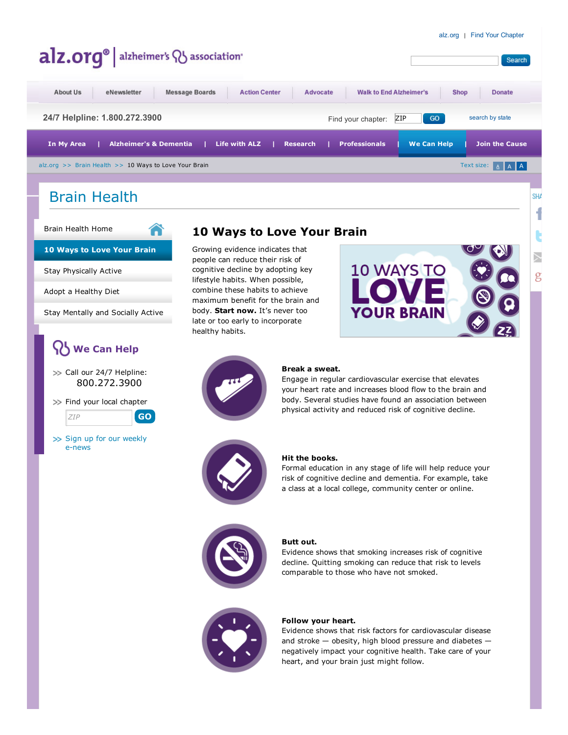alz.org | Find Your Chapter

alz.org® | alzheimer's association®

Search

About Us | eNewsletter | Message Boards | Action Center | Advocate | Walk to End Alzheimer's | Shop | Donate

24/7 Helpline: 1.800.272.3900

Find your chapter: ZIP GO search by state

In My Area | Alzheimer's & Dementia | Life with ALZ | Research | Professionals | We Can Help | Join the Cause

alz.org >> Brain Health >> 10 Ways to Love Your Brain

Text size: A A A

# Brain Health

- Brain Health Home
- **10 Ways to Love Your Brain**
- Stay Physically Active
- Adopt a Healthy Diet
- Stay Mentally and Socially Active

## We Can Help

>> Call our 24/7 Helpline:
800.272.3900

>> Find your local chapter

ZIP GO

>> Sign up for our weekly e-news

## 10 Ways to Love Your Brain

Growing evidence indicates that people can reduce their risk of cognitive decline by adopting key lifestyle habits. When possible, combine these habits to achieve maximum benefit for the brain and body. **Start now.** It's never too late or too early to incorporate healthy habits.

10 WAYS TO LOVE YOUR BRAIN

**Break a sweat.**
Engage in regular cardiovascular exercise that elevates your heart rate and increases blood flow to the brain and body. Several studies have found an association between physical activity and reduced risk of cognitive decline.

**Hit the books.**
Formal education in any stage of life will help reduce your risk of cognitive decline and dementia. For example, take a class at a local college, community center or online.

**Butt out.**
Evidence shows that smoking increases risk of cognitive decline. Quitting smoking can reduce that risk to levels comparable to those who have not smoked.

**Follow your heart.**
Evidence shows that risk factors for cardiovascular disease and stroke — obesity, high blood pressure and diabetes — negatively impact your cognitive health. Take care of your heart, and your brain just might follow.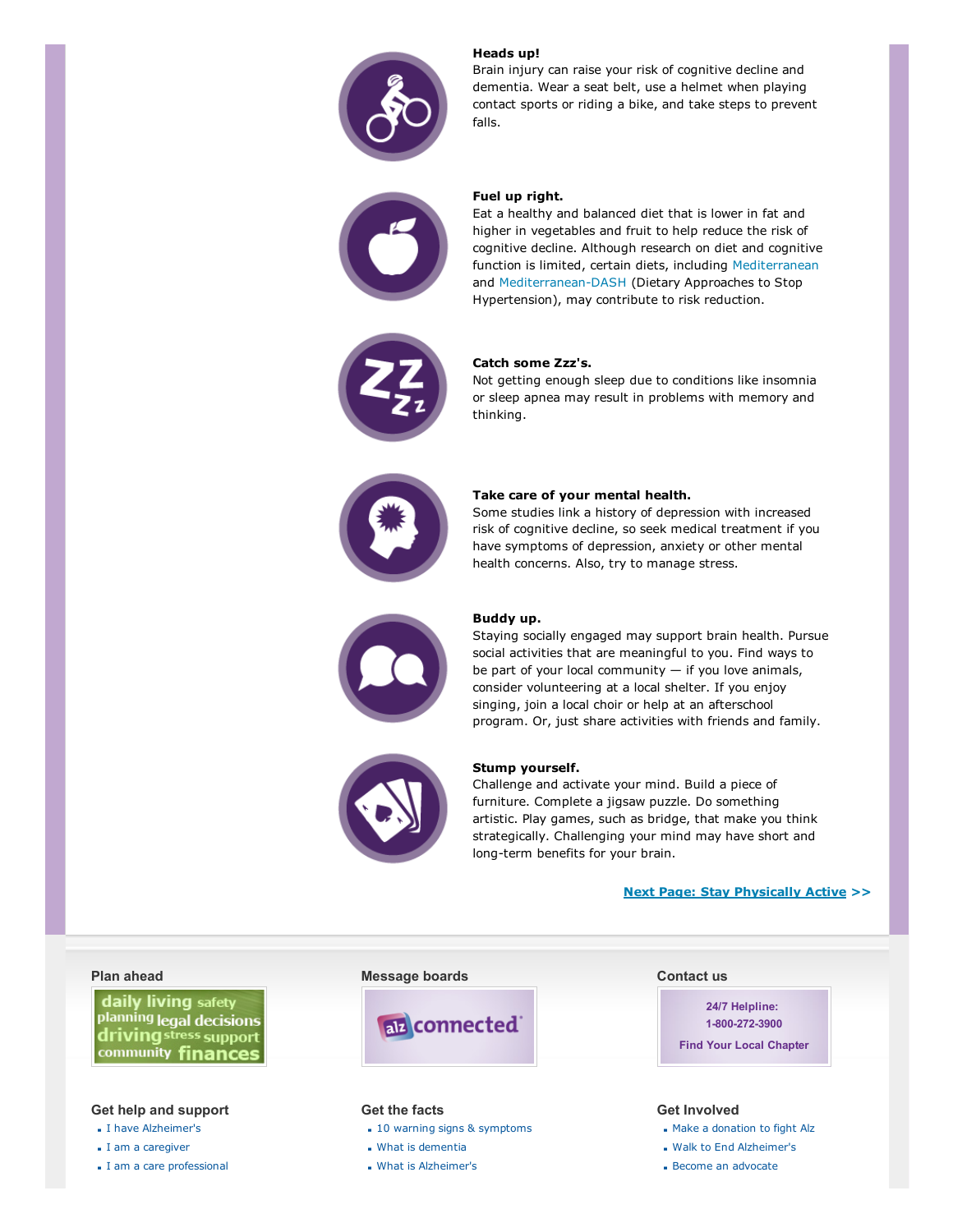**Heads up!**
Brain injury can raise your risk of cognitive decline and dementia. Wear a seat belt, use a helmet when playing contact sports or riding a bike, and take steps to prevent falls.

**Fuel up right.**
Eat a healthy and balanced diet that is lower in fat and higher in vegetables and fruit to help reduce the risk of cognitive decline. Although research on diet and cognitive function is limited, certain diets, including Mediterranean and Mediterranean-DASH (Dietary Approaches to Stop Hypertension), may contribute to risk reduction.

**Catch some Zzz's.**
Not getting enough sleep due to conditions like insomnia or sleep apnea may result in problems with memory and thinking.

**Take care of your mental health.**
Some studies link a history of depression with increased risk of cognitive decline, so seek medical treatment if you have symptoms of depression, anxiety or other mental health concerns. Also, try to manage stress.

**Buddy up.**
Staying socially engaged may support brain health. Pursue social activities that are meaningful to you. Find ways to be part of your local community — if you love animals, consider volunteering at a local shelter. If you enjoy singing, join a local choir or help at an afterschool program. Or, just share activities with friends and family.

**Stump yourself.**
Challenge and activate your mind. Build a piece of furniture. Complete a jigsaw puzzle. Do something artistic. Play games, such as bridge, that make you think strategically. Challenging your mind may have short and long-term benefits for your brain.

**Next Page: Stay Physically Active >>**

### Plan ahead

daily living safety planning legal decisions driving stress support community finances

### Message boards

alz connected

### Contact us

24/7 Helpline:
1-800-272-3900
Find Your Local Chapter

### Get help and support

- I have Alzheimer's
- I am a caregiver
- I am a care professional

### Get the facts

- 10 warning signs & symptoms
- What is dementia
- What is Alzheimer's

### Get Involved

- Make a donation to fight Alz
- Walk to End Alzheimer's
- Become an advocate